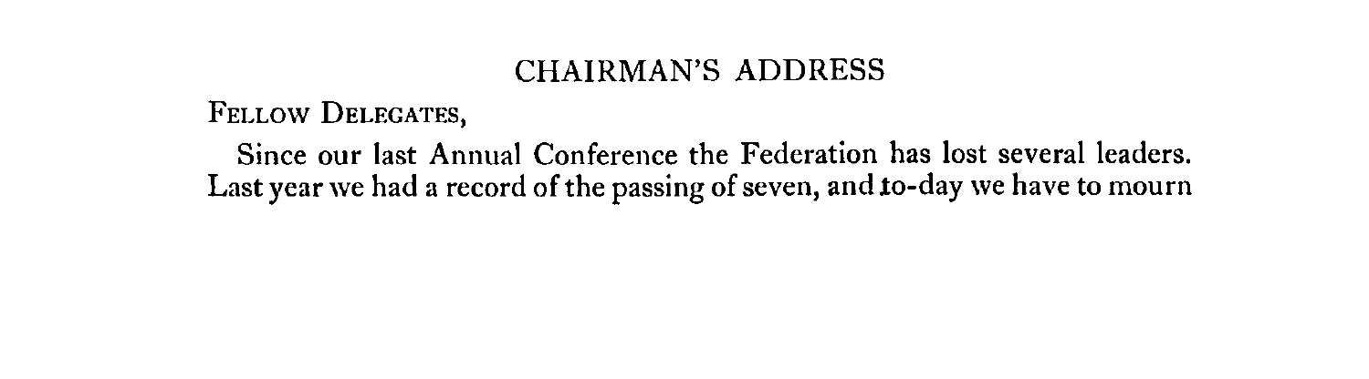## CHAIRMAN'S ADDRESS

Fellow Delegates,

Since our last Annual Conference the Federation has lost several leaders. Last year we had a record of the passing of seven, and to-day we have to mourn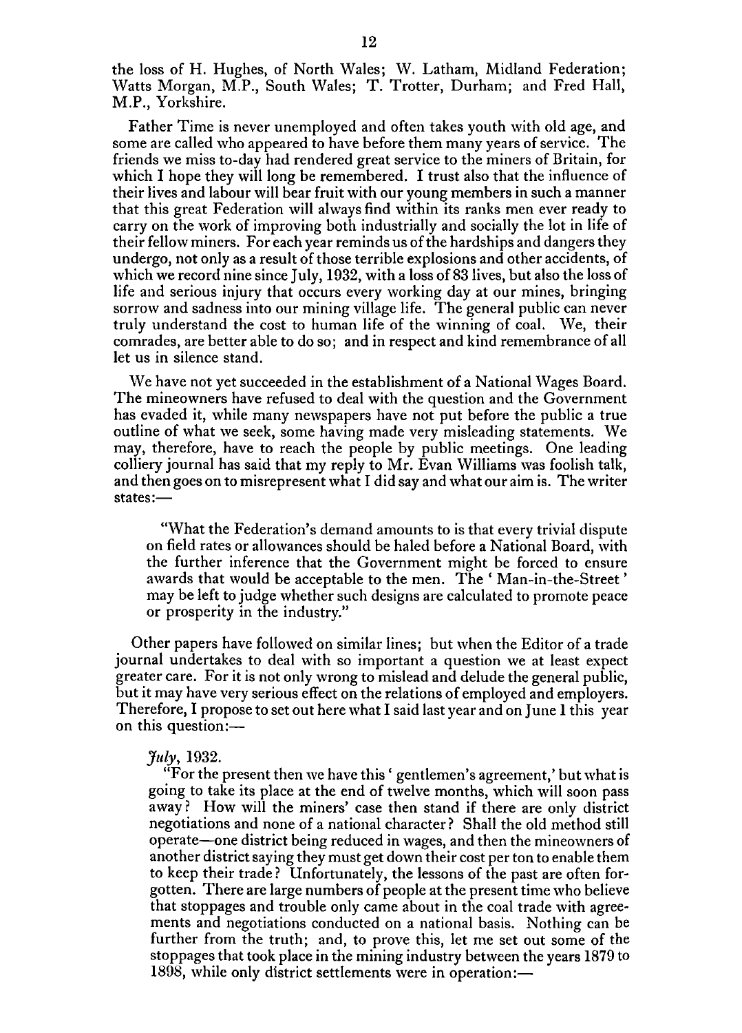the loss of H. Hughes, of North Wales; W. Latham, Midland Federation; Watts Morgan, M.P., South Wales; T. Trotter, Durham; and Fred Hall, M.P., Yorkshire.

Father Time is never unemployed and often takes youth with old age, and some are called who appeared to have before them many years of service. The friends we miss to-day had rendered great service to the miners of Britain, for which I hope they will long be remembered. I trust also that the influence of their lives and labour will bear fruit with our young members in such a manner that this great Federation will always find within its ranks men ever ready to carry on the work of improving both industrially and socially the lot in life of their fellow miners. For each year reminds us of the hardships and dangers they undergo, not only as a result of those terrible explosions and other accidents, of which we record nine since July, 1932, with a loss of 83 lives, but also the loss of life and serious injury that occurs every working day at our mines, bringing sorrow and sadness into our mining village life. The general public can never truly understand the cost to human life of the winning of coal. We, their comrades, are better able to do so; and in respect and kind remembrance of all let us in silence stand.

We have not yet succeeded in the establishment of a National Wages Board. The mineowners have refused to deal with the question and the Government has evaded it, while many newspapers have not put before the public a true outline of what we seek, some having made very misleading statements. We may, therefore, have to reach the people by public meetings. One leading colliery journal has said that my reply to Mr. Evan Williams was foolish talk, and then goes on to misrepresent what I did say and what our aim is. The writer states:—

> "What the Federation's demand amounts to is that every trivial dispute on field rates or allowances should be haled before a National Board, with the further inference that the Government might be forced to ensure awards that would be acceptable to the men. The 'Man-in-the-Street' may be left to judge whether such designs are calculated to promote peace or prosperity in the industry."

Other papers have followed on similar lines; but when the Editor of a trade journal undertakes to deal with so important a question we at least expect greater care. For it is not only wrong to mislead and delude the general public, but it may have very serious effect on the relations of employed and employers. Therefore, I propose to set out here what I said last year and on June 1 this year on this question:—

*July*, 1932.

> "For the present then we have this 'gentlemen's agreement,' but what is going to take its place at the end of twelve months, which will soon pass away? How will the miners' case then stand if there are only district negotiations and none of a national character? Shall the old method still operate—one district being reduced in wages, and then the mineowners of another district saying they must get down their cost per ton to enable them to keep their trade? Unfortunately, the lessons of the past are often forgotten. There are large numbers of people at the present time who believe that stoppages and trouble only came about in the coal trade with agreements and negotiations conducted on a national basis. Nothing can be further from the truth; and, to prove this, let me set out some of the stoppages that took place in the mining industry between the years 1879 to 1898, while only district settlements were in operation:—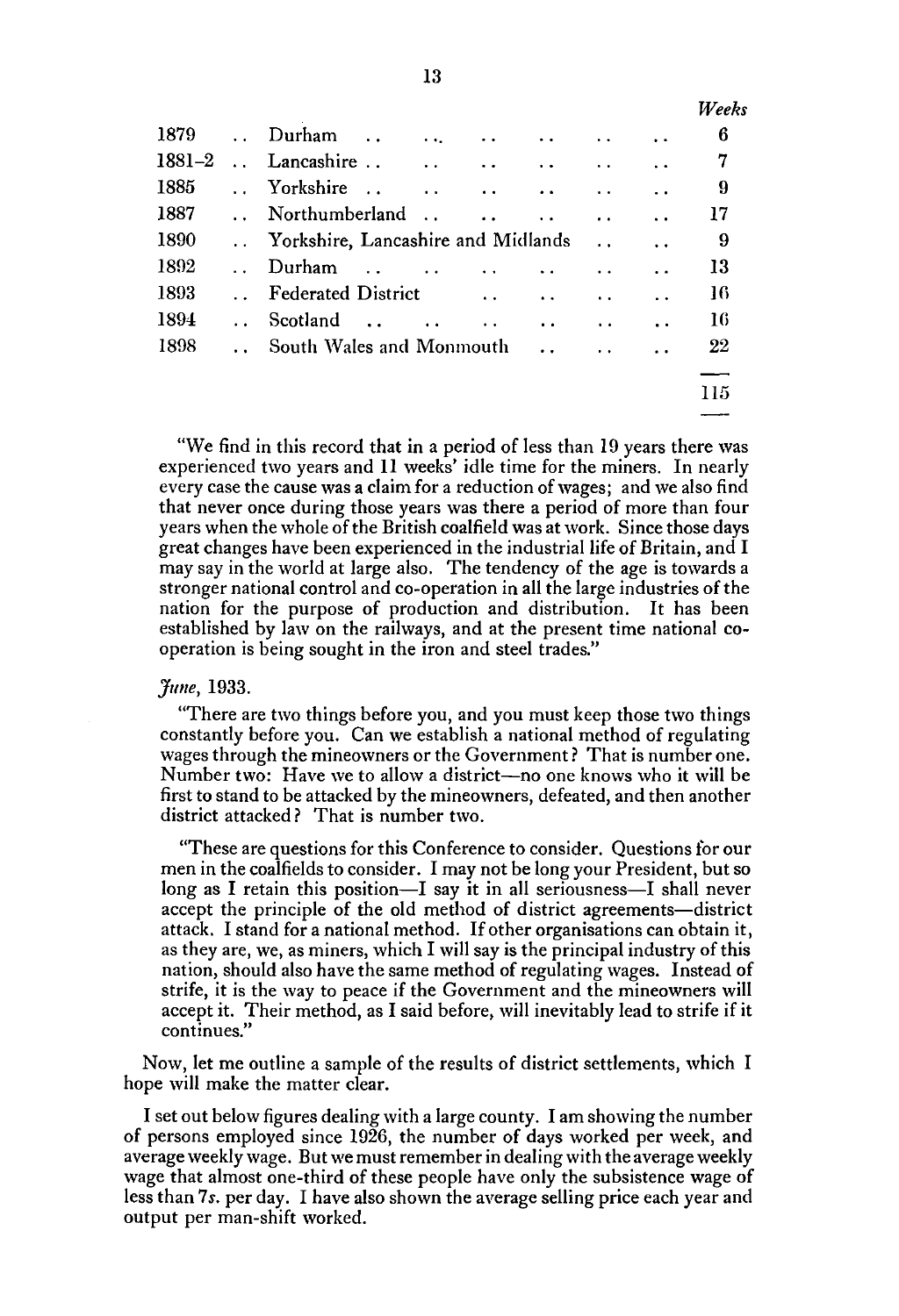| | | Weeks |
|---|---|---|
| 1879 | Durham | 6 |
| 1881–2 | Lancashire | 7 |
| 1885 | Yorkshire | 9 |
| 1887 | Northumberland | 17 |
| 1890 | Yorkshire, Lancashire and Midlands | 9 |
| 1892 | Durham | 13 |
| 1893 | Federated District | 16 |
| 1894 | Scotland | 16 |
| 1898 | South Wales and Monmouth | 22 |
| | | 115 |

"We find in this record that in a period of less than 19 years there was experienced two years and 11 weeks' idle time for the miners. In nearly every case the cause was a claim for a reduction of wages; and we also find that never once during those years was there a period of more than four years when the whole of the British coalfield was at work. Since those days great changes have been experienced in the industrial life of Britain, and I may say in the world at large also. The tendency of the age is towards a stronger national control and co-operation in all the large industries of the nation for the purpose of production and distribution. It has been established by law on the railways, and at the present time national co-operation is being sought in the iron and steel trades."

*June*, 1933.

"There are two things before you, and you must keep those two things constantly before you. Can we establish a national method of regulating wages through the mineowners or the Government? That is number one. Number two: Have we to allow a district—no one knows who it will be first to stand to be attacked by the mineowners, defeated, and then another district attacked? That is number two.

"These are questions for this Conference to consider. Questions for our men in the coalfields to consider. I may not be long your President, but so long as I retain this position—I say it in all seriousness—I shall never accept the principle of the old method of district agreements—district attack. I stand for a national method. If other organisations can obtain it, as they are, we, as miners, which I will say is the principal industry of this nation, should also have the same method of regulating wages. Instead of strife, it is the way to peace if the Government and the mineowners will accept it. Their method, as I said before, will inevitably lead to strife if it continues."

Now, let me outline a sample of the results of district settlements, which I hope will make the matter clear.

I set out below figures dealing with a large county. I am showing the number of persons employed since 1926, the number of days worked per week, and average weekly wage. But we must remember in dealing with the average weekly wage that almost one-third of these people have only the subsistence wage of less than 7*s*. per day. I have also shown the average selling price each year and output per man-shift worked.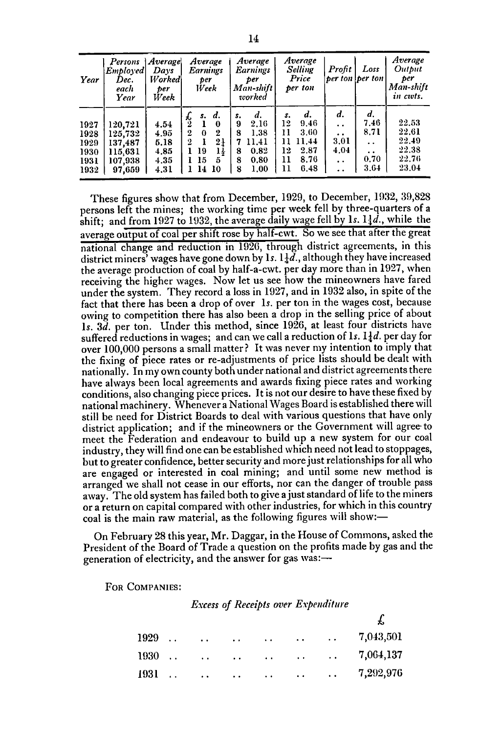| Year | Persons Employed Dec. each Year | Average Days Worked per Week | Average Earnings per Week | Average Earnings per Man-shift worked | Average Selling Price per ton | Profit per ton | Loss per ton | Average Output per Man-shift in cwts. |
|---|---|---|---|---|---|---|---|---|
| | | | £ s. d. | s. d. | s. d. | d. | d. | |
| 1927 | 120,721 | 4.54 | 2 1 0 | 9 2.16 | 12 9.46 | .. | 7.46 | 22.53 |
| 1928 | 125,732 | 4.95 | 2 0 2 | 8 1.38 | 11 3.60 | .. | 8.71 | 22.61 |
| 1929 | 137,487 | 5.18 | 2 1 2¼ | 7 11.41 | 11 11.44 | 3.01 | .. | 22.49 |
| 1930 | 115,631 | 4.85 | 1 19 1½ | 8 0.82 | 12 2.87 | 4.04 | .. | 22.38 |
| 1931 | 107,938 | 4.35 | 1 15 5 | 8 0.80 | 11 8.76 | .. | 0.70 | 22.76 |
| 1932 | 97,659 | 4.31 | 1 14 10 | 8 1.00 | 11 6.48 | .. | 3.64 | 23.04 |

These figures show that from December, 1929, to December, 1932, 39,828 persons left the mines; the working time per week fell by three-quarters of a shift; and from 1927 to 1932, the average daily wage fell by 1*s.* 1¼*d.*, while the average output of coal per shift rose by half-cwt. So we see that after the great national change and reduction in 1926, through district agreements, in this district miners' wages have gone down by 1*s.* 1¼*d.*, although they have increased the average production of coal by half-a-cwt. per day more than in 1927, when receiving the higher wages. Now let us see how the mineowners have fared under the system. They record a loss in 1927, and in 1932 also, in spite of the fact that there has been a drop of over 1*s.* per ton in the wages cost, because owing to competition there has also been a drop in the selling price of about 1*s.* 3*d.* per ton. Under this method, since 1926, at least four districts have suffered reductions in wages; and can we call a reduction of 1*s.* 1¼*d.* per day for over 100,000 persons a small matter? It was never my intention to imply that the fixing of piece rates or re-adjustments of price lists should be dealt with nationally. In my own county both under national and district agreements there have always been local agreements and awards fixing piece rates and working conditions, also changing piece prices. It is not our desire to have these fixed by national machinery. Whenever a National Wages Board is established there will still be need for District Boards to deal with various questions that have only district application; and if the mineowners or the Government will agree to meet the Federation and endeavour to build up a new system for our coal industry, they will find one can be established which need not lead to stoppages, but to greater confidence, better security and more just relationships for all who are engaged or interested in coal mining; and until some new method is arranged we shall not cease in our efforts, nor can the danger of trouble pass away. The old system has failed both to give a just standard of life to the miners or a return on capital compared with other industries, for which in this country coal is the main raw material, as the following figures will show:—

On February 28 this year, Mr. Daggar, in the House of Commons, asked the President of the Board of Trade a question on the profits made by gas and the generation of electricity, and the answer for gas was:—

For Companies:

*Excess of Receipts over Expenditure*

| Year | £ |
|---|---|
| 1929 | 7,043,501 |
| 1930 | 7,064,137 |
| 1931 | 7,292,976 |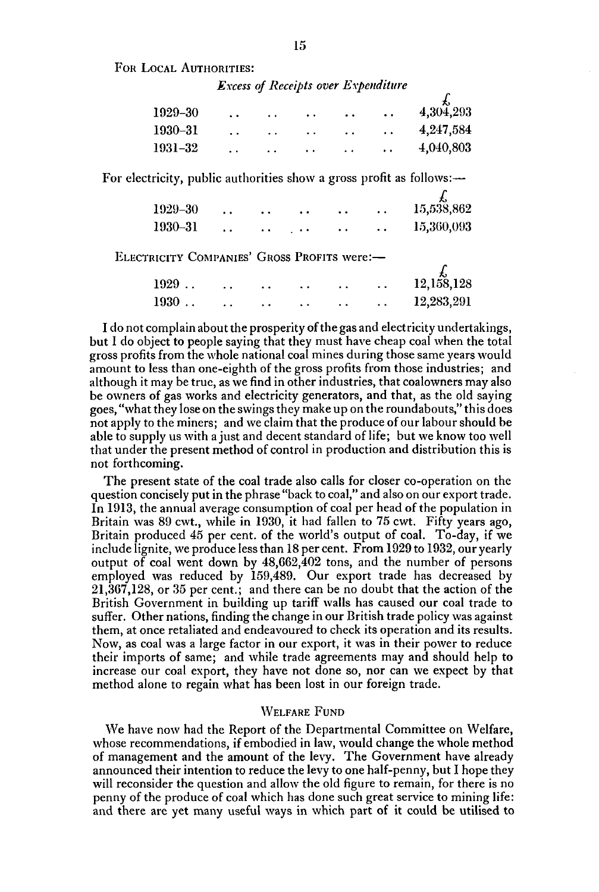For Local Authorities:

*Excess of Receipts over Expenditure*

| | £ |
|---|---|
| 1929–30 | 4,304,293 |
| 1930–31 | 4,247,584 |
| 1931–32 | 4,040,803 |

For electricity, public authorities show a gross profit as follows:—

| | £ |
|---|---|
| 1929–30 | 15,538,862 |
| 1930–31 | 15,360,093 |

Electricity Companies' Gross Profits were:—

| | £ |
|---|---|
| 1929 | 12,158,128 |
| 1930 | 12,283,291 |

I do not complain about the prosperity of the gas and electricity undertakings, but I do object to people saying that they must have cheap coal when the total gross profits from the whole national coal mines during those same years would amount to less than one-eighth of the gross profits from those industries; and although it may be true, as we find in other industries, that coalowners may also be owners of gas works and electricity generators, and that, as the old saying goes, "what they lose on the swings they make up on the roundabouts," this does not apply to the miners; and we claim that the produce of our labour should be able to supply us with a just and decent standard of life; but we know too well that under the present method of control in production and distribution this is not forthcoming.

The present state of the coal trade also calls for closer co-operation on the question concisely put in the phrase "back to coal," and also on our export trade. In 1913, the annual average consumption of coal per head of the population in Britain was 89 cwt., while in 1930, it had fallen to 75 cwt. Fifty years ago, Britain produced 45 per cent. of the world's output of coal. To-day, if we include lignite, we produce less than 18 per cent. From 1929 to 1932, our yearly output of coal went down by 48,662,402 tons, and the number of persons employed was reduced by 159,489. Our export trade has decreased by 21,367,128, or 35 per cent.; and there can be no doubt that the action of the British Government in building up tariff walls has caused our coal trade to suffer. Other nations, finding the change in our British trade policy was against them, at once retaliated and endeavoured to check its operation and its results. Now, as coal was a large factor in our export, it was in their power to reduce their imports of same; and while trade agreements may and should help to increase our coal export, they have not done so, nor can we expect by that method alone to regain what has been lost in our foreign trade.

## Welfare Fund

We have now had the Report of the Departmental Committee on Welfare, whose recommendations, if embodied in law, would change the whole method of management and the amount of the levy. The Government have already announced their intention to reduce the levy to one half-penny, but I hope they will reconsider the question and allow the old figure to remain, for there is no penny of the produce of coal which has done such great service to mining life: and there are yet many useful ways in which part of it could be utilised to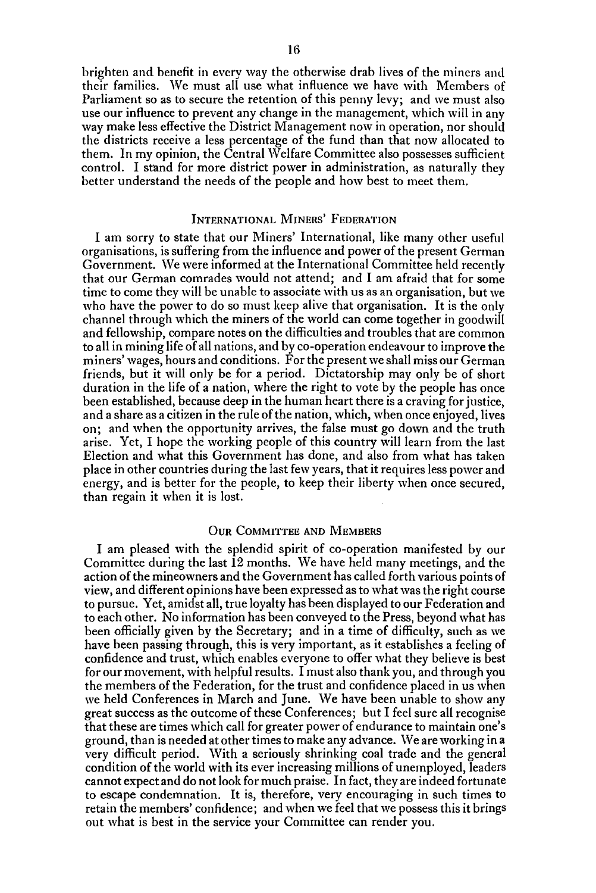brighten and benefit in every way the otherwise drab lives of the miners and their families. We must all use what influence we have with Members of Parliament so as to secure the retention of this penny levy; and we must also use our influence to prevent any change in the management, which will in any way make less effective the District Management now in operation, nor should the districts receive a less percentage of the fund than that now allocated to them. In my opinion, the Central Welfare Committee also possesses sufficient control. I stand for more district power in administration, as naturally they better understand the needs of the people and how best to meet them.

## International Miners' Federation

I am sorry to state that our Miners' International, like many other useful organisations, is suffering from the influence and power of the present German Government. We were informed at the International Committee held recently that our German comrades would not attend; and I am afraid that for some time to come they will be unable to associate with us as an organisation, but we who have the power to do so must keep alive that organisation. It is the only channel through which the miners of the world can come together in goodwill and fellowship, compare notes on the difficulties and troubles that are common to all in mining life of all nations, and by co-operation endeavour to improve the miners' wages, hours and conditions. For the present we shall miss our German friends, but it will only be for a period. Dictatorship may only be of short duration in the life of a nation, where the right to vote by the people has once been established, because deep in the human heart there is a craving for justice, and a share as a citizen in the rule of the nation, which, when once enjoyed, lives on; and when the opportunity arrives, the false must go down and the truth arise. Yet, I hope the working people of this country will learn from the last Election and what this Government has done, and also from what has taken place in other countries during the last few years, that it requires less power and energy, and is better for the people, to keep their liberty when once secured, than regain it when it is lost.

## Our Committee and Members

I am pleased with the splendid spirit of co-operation manifested by our Committee during the last 12 months. We have held many meetings, and the action of the mineowners and the Government has called forth various points of view, and different opinions have been expressed as to what was the right course to pursue. Yet, amidst all, true loyalty has been displayed to our Federation and to each other. No information has been conveyed to the Press, beyond what has been officially given by the Secretary; and in a time of difficulty, such as we have been passing through, this is very important, as it establishes a feeling of confidence and trust, which enables everyone to offer what they believe is best for our movement, with helpful results. I must also thank you, and through you the members of the Federation, for the trust and confidence placed in us when we held Conferences in March and June. We have been unable to show any great success as the outcome of these Conferences; but I feel sure all recognise that these are times which call for greater power of endurance to maintain one's ground, than is needed at other times to make any advance. We are working in a very difficult period. With a seriously shrinking coal trade and the general condition of the world with its ever increasing millions of unemployed, leaders cannot expect and do not look for much praise. In fact, they are indeed fortunate to escape condemnation. It is, therefore, very encouraging in such times to retain the members' confidence; and when we feel that we possess this it brings out what is best in the service your Committee can render you.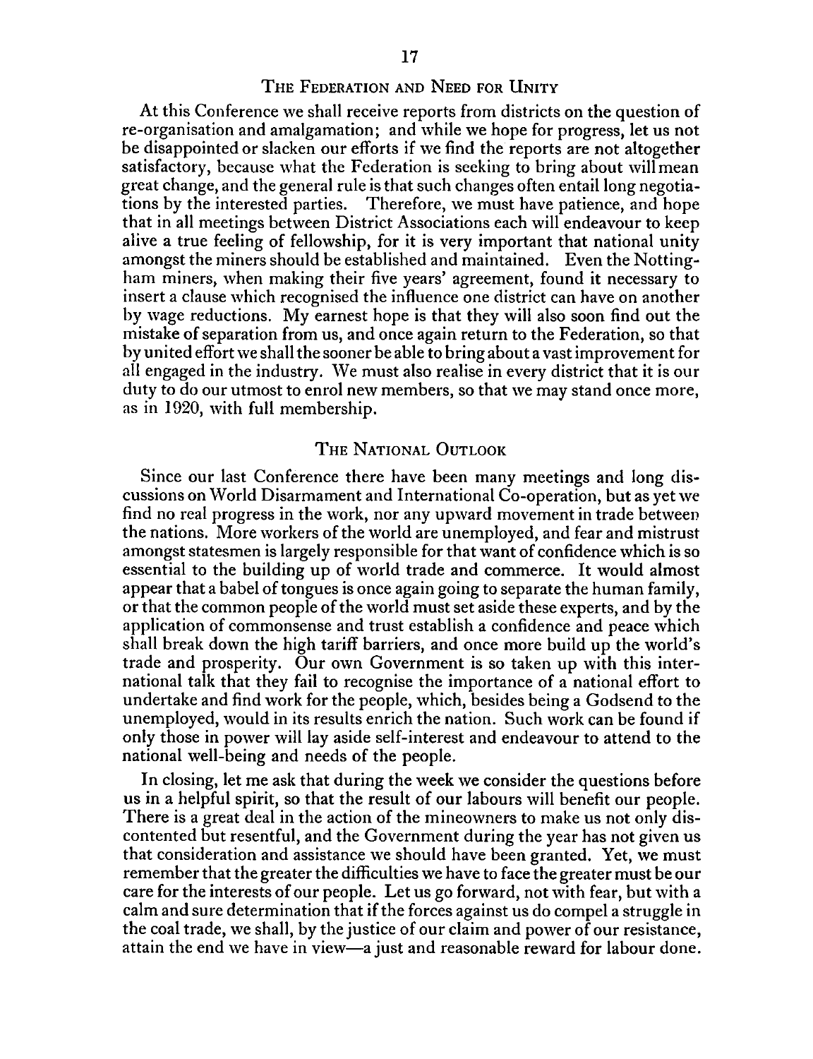## The Federation and Need for Unity

At this Conference we shall receive reports from districts on the question of re-organisation and amalgamation; and while we hope for progress, let us not be disappointed or slacken our efforts if we find the reports are not altogether satisfactory, because what the Federation is seeking to bring about will mean great change, and the general rule is that such changes often entail long negotiations by the interested parties. Therefore, we must have patience, and hope that in all meetings between District Associations each will endeavour to keep alive a true feeling of fellowship, for it is very important that national unity amongst the miners should be established and maintained. Even the Nottingham miners, when making their five years' agreement, found it necessary to insert a clause which recognised the influence one district can have on another by wage reductions. My earnest hope is that they will also soon find out the mistake of separation from us, and once again return to the Federation, so that by united effort we shall the sooner be able to bring about a vast improvement for all engaged in the industry. We must also realise in every district that it is our duty to do our utmost to enrol new members, so that we may stand once more, as in 1920, with full membership.

## The National Outlook

Since our last Conference there have been many meetings and long discussions on World Disarmament and International Co-operation, but as yet we find no real progress in the work, nor any upward movement in trade between the nations. More workers of the world are unemployed, and fear and mistrust amongst statesmen is largely responsible for that want of confidence which is so essential to the building up of world trade and commerce. It would almost appear that a babel of tongues is once again going to separate the human family, or that the common people of the world must set aside these experts, and by the application of commonsense and trust establish a confidence and peace which shall break down the high tariff barriers, and once more build up the world's trade and prosperity. Our own Government is so taken up with this international talk that they fail to recognise the importance of a national effort to undertake and find work for the people, which, besides being a Godsend to the unemployed, would in its results enrich the nation. Such work can be found if only those in power will lay aside self-interest and endeavour to attend to the national well-being and needs of the people.

In closing, let me ask that during the week we consider the questions before us in a helpful spirit, so that the result of our labours will benefit our people. There is a great deal in the action of the mineowners to make us not only discontented but resentful, and the Government during the year has not given us that consideration and assistance we should have been granted. Yet, we must remember that the greater the difficulties we have to face the greater must be our care for the interests of our people. Let us go forward, not with fear, but with a calm and sure determination that if the forces against us do compel a struggle in the coal trade, we shall, by the justice of our claim and power of our resistance, attain the end we have in view—a just and reasonable reward for labour done.